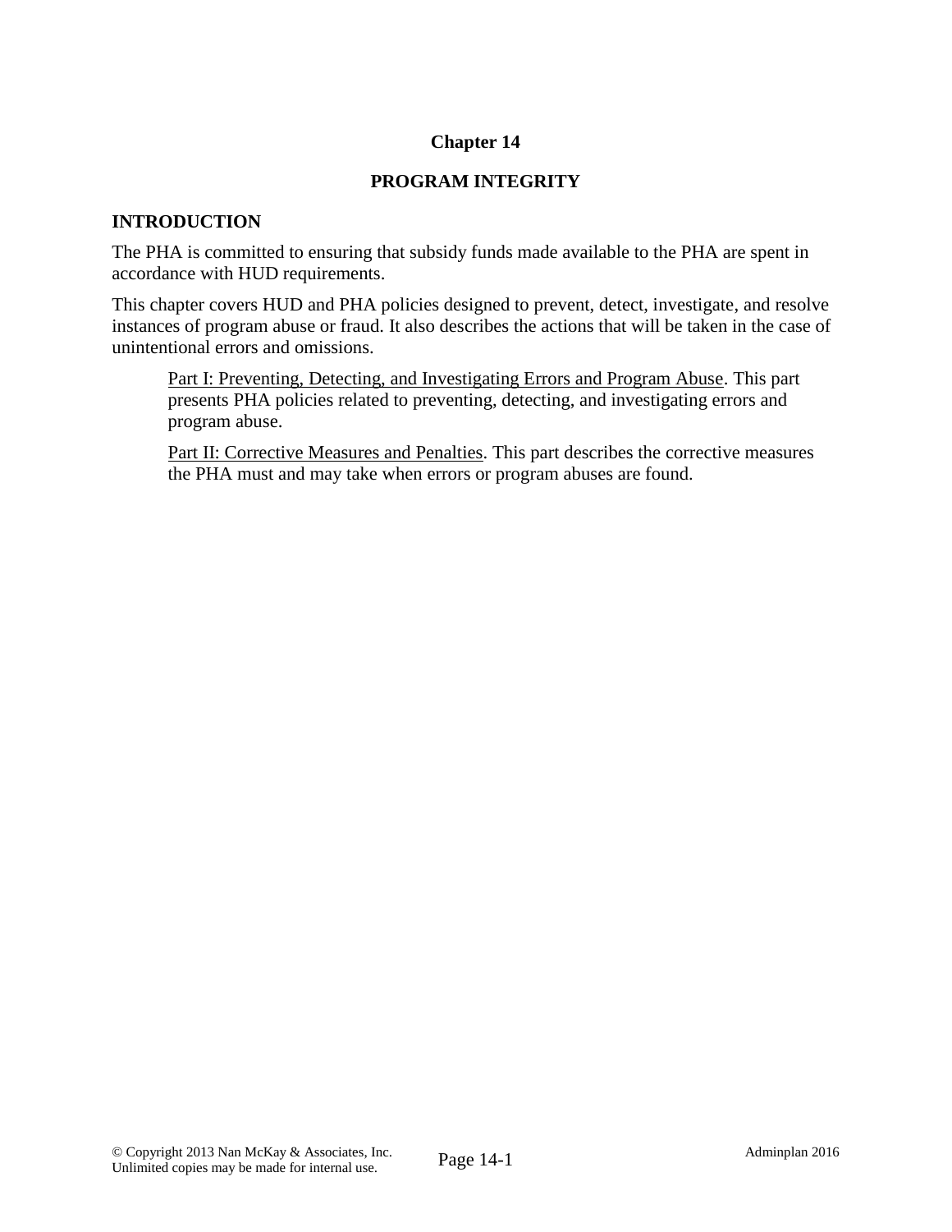# Chapter 14

## PROGRAM INTEGRITY

### INTRODUCTION

The PHA is committed to ensuring that subsidy funds made available to the PHA are spent in accordance with HUD requirements.

This chapter covers HUD and PHA policies designed to prevent, detect, investigate, and resolve instances of program abuse or fraud. It also describes the actions that will be taken in the case of unintentional errors and omissions.

> Part I: Preventing, Detecting, and Investigating Errors and Program Abuse. This part presents PHA policies related to preventing, detecting, and investigating errors and program abuse.
>
> Part II: Corrective Measures and Penalties. This part describes the corrective measures the PHA must and may take when errors or program abuses are found.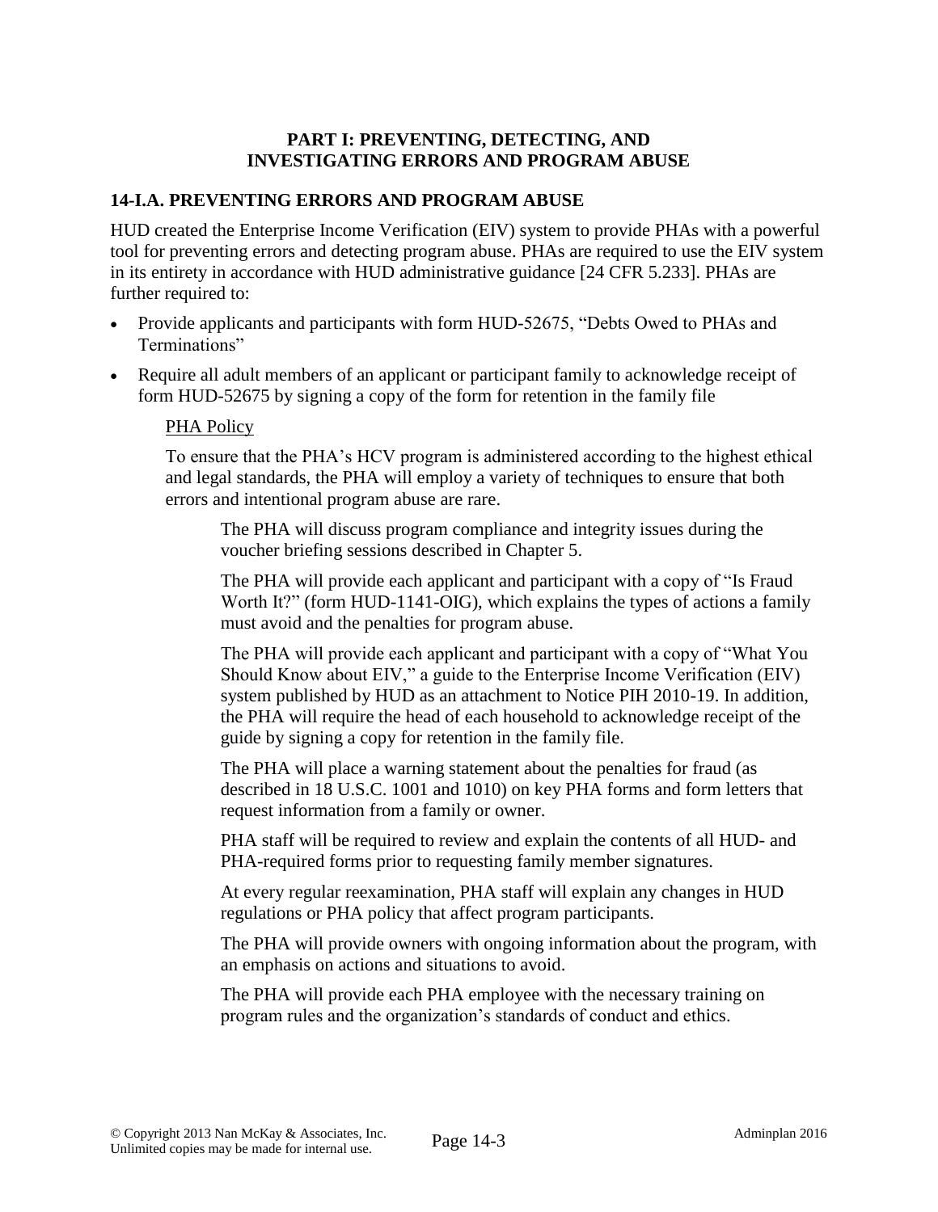## PART I: PREVENTING, DETECTING, AND INVESTIGATING ERRORS AND PROGRAM ABUSE

### 14-I.A. PREVENTING ERRORS AND PROGRAM ABUSE

HUD created the Enterprise Income Verification (EIV) system to provide PHAs with a powerful tool for preventing errors and detecting program abuse. PHAs are required to use the EIV system in its entirety in accordance with HUD administrative guidance [24 CFR 5.233]. PHAs are further required to:

- Provide applicants and participants with form HUD-52675, "Debts Owed to PHAs and Terminations"
- Require all adult members of an applicant or participant family to acknowledge receipt of form HUD-52675 by signing a copy of the form for retention in the family file

PHA Policy

To ensure that the PHA's HCV program is administered according to the highest ethical and legal standards, the PHA will employ a variety of techniques to ensure that both errors and intentional program abuse are rare.

The PHA will discuss program compliance and integrity issues during the voucher briefing sessions described in Chapter 5.

The PHA will provide each applicant and participant with a copy of "Is Fraud Worth It?" (form HUD-1141-OIG), which explains the types of actions a family must avoid and the penalties for program abuse.

The PHA will provide each applicant and participant with a copy of "What You Should Know about EIV," a guide to the Enterprise Income Verification (EIV) system published by HUD as an attachment to Notice PIH 2010-19. In addition, the PHA will require the head of each household to acknowledge receipt of the guide by signing a copy for retention in the family file.

The PHA will place a warning statement about the penalties for fraud (as described in 18 U.S.C. 1001 and 1010) on key PHA forms and form letters that request information from a family or owner.

PHA staff will be required to review and explain the contents of all HUD- and PHA-required forms prior to requesting family member signatures.

At every regular reexamination, PHA staff will explain any changes in HUD regulations or PHA policy that affect program participants.

The PHA will provide owners with ongoing information about the program, with an emphasis on actions and situations to avoid.

The PHA will provide each PHA employee with the necessary training on program rules and the organization's standards of conduct and ethics.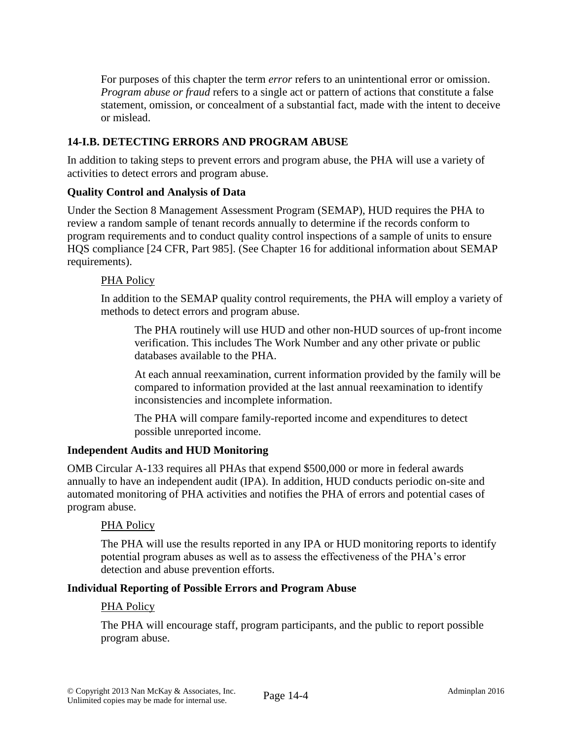For purposes of this chapter the term *error* refers to an unintentional error or omission. *Program abuse or fraud* refers to a single act or pattern of actions that constitute a false statement, omission, or concealment of a substantial fact, made with the intent to deceive or mislead.

## 14-I.B. DETECTING ERRORS AND PROGRAM ABUSE

In addition to taking steps to prevent errors and program abuse, the PHA will use a variety of activities to detect errors and program abuse.

### Quality Control and Analysis of Data

Under the Section 8 Management Assessment Program (SEMAP), HUD requires the PHA to review a random sample of tenant records annually to determine if the records conform to program requirements and to conduct quality control inspections of a sample of units to ensure HQS compliance [24 CFR, Part 985]. (See Chapter 16 for additional information about SEMAP requirements).

<u>PHA Policy</u>

In addition to the SEMAP quality control requirements, the PHA will employ a variety of methods to detect errors and program abuse.

The PHA routinely will use HUD and other non-HUD sources of up-front income verification. This includes The Work Number and any other private or public databases available to the PHA.

At each annual reexamination, current information provided by the family will be compared to information provided at the last annual reexamination to identify inconsistencies and incomplete information.

The PHA will compare family-reported income and expenditures to detect possible unreported income.

### Independent Audits and HUD Monitoring

OMB Circular A-133 requires all PHAs that expend $500,000 or more in federal awards annually to have an independent audit (IPA). In addition, HUD conducts periodic on-site and automated monitoring of PHA activities and notifies the PHA of errors and potential cases of program abuse.

<u>PHA Policy</u>

The PHA will use the results reported in any IPA or HUD monitoring reports to identify potential program abuses as well as to assess the effectiveness of the PHA's error detection and abuse prevention efforts.

### Individual Reporting of Possible Errors and Program Abuse

<u>PHA Policy</u>

The PHA will encourage staff, program participants, and the public to report possible program abuse.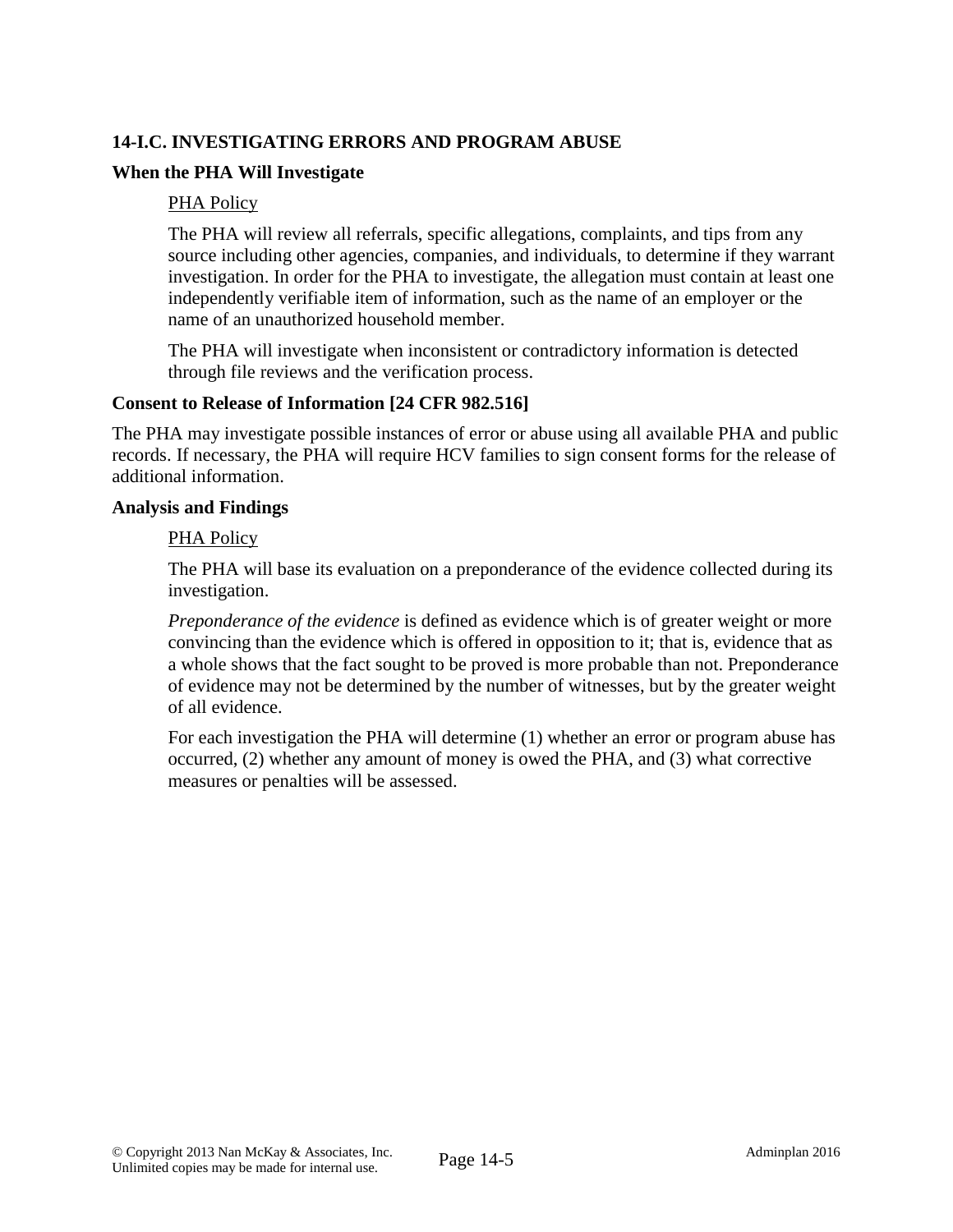## 14-I.C. INVESTIGATING ERRORS AND PROGRAM ABUSE

### When the PHA Will Investigate

PHA Policy

The PHA will review all referrals, specific allegations, complaints, and tips from any source including other agencies, companies, and individuals, to determine if they warrant investigation. In order for the PHA to investigate, the allegation must contain at least one independently verifiable item of information, such as the name of an employer or the name of an unauthorized household member.

The PHA will investigate when inconsistent or contradictory information is detected through file reviews and the verification process.

### Consent to Release of Information [24 CFR 982.516]

The PHA may investigate possible instances of error or abuse using all available PHA and public records. If necessary, the PHA will require HCV families to sign consent forms for the release of additional information.

### Analysis and Findings

PHA Policy

The PHA will base its evaluation on a preponderance of the evidence collected during its investigation.

*Preponderance of the evidence* is defined as evidence which is of greater weight or more convincing than the evidence which is offered in opposition to it; that is, evidence that as a whole shows that the fact sought to be proved is more probable than not. Preponderance of evidence may not be determined by the number of witnesses, but by the greater weight of all evidence.

For each investigation the PHA will determine (1) whether an error or program abuse has occurred, (2) whether any amount of money is owed the PHA, and (3) what corrective measures or penalties will be assessed.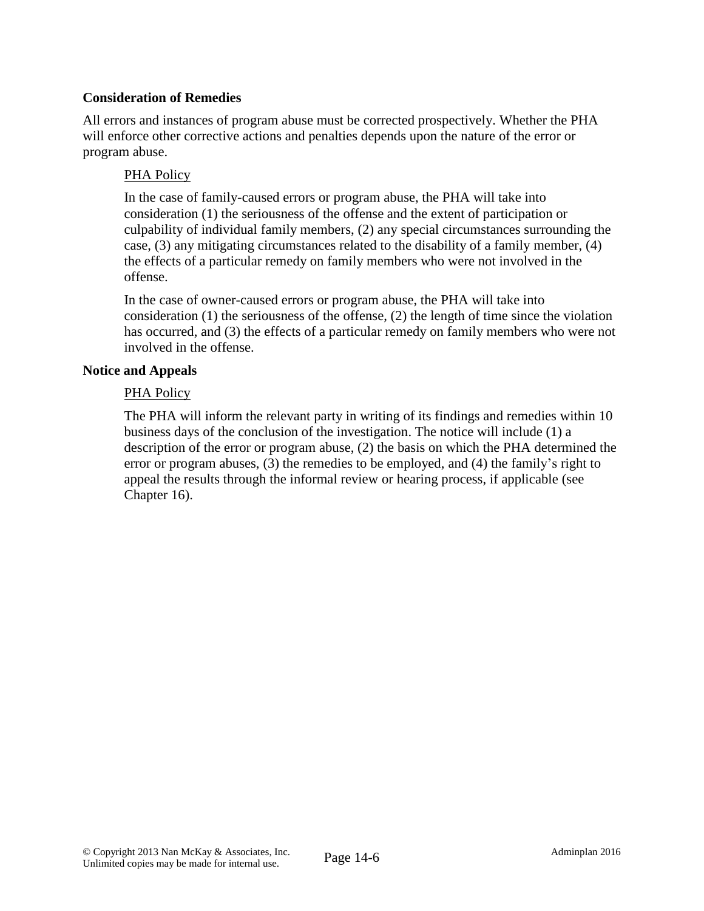**Consideration of Remedies**

All errors and instances of program abuse must be corrected prospectively. Whether the PHA will enforce other corrective actions and penalties depends upon the nature of the error or program abuse.

<u>PHA Policy</u>

In the case of family-caused errors or program abuse, the PHA will take into consideration (1) the seriousness of the offense and the extent of participation or culpability of individual family members, (2) any special circumstances surrounding the case, (3) any mitigating circumstances related to the disability of a family member, (4) the effects of a particular remedy on family members who were not involved in the offense.

In the case of owner-caused errors or program abuse, the PHA will take into consideration (1) the seriousness of the offense, (2) the length of time since the violation has occurred, and (3) the effects of a particular remedy on family members who were not involved in the offense.

**Notice and Appeals**

<u>PHA Policy</u>

The PHA will inform the relevant party in writing of its findings and remedies within 10 business days of the conclusion of the investigation. The notice will include (1) a description of the error or program abuse, (2) the basis on which the PHA determined the error or program abuses, (3) the remedies to be employed, and (4) the family's right to appeal the results through the informal review or hearing process, if applicable (see Chapter 16).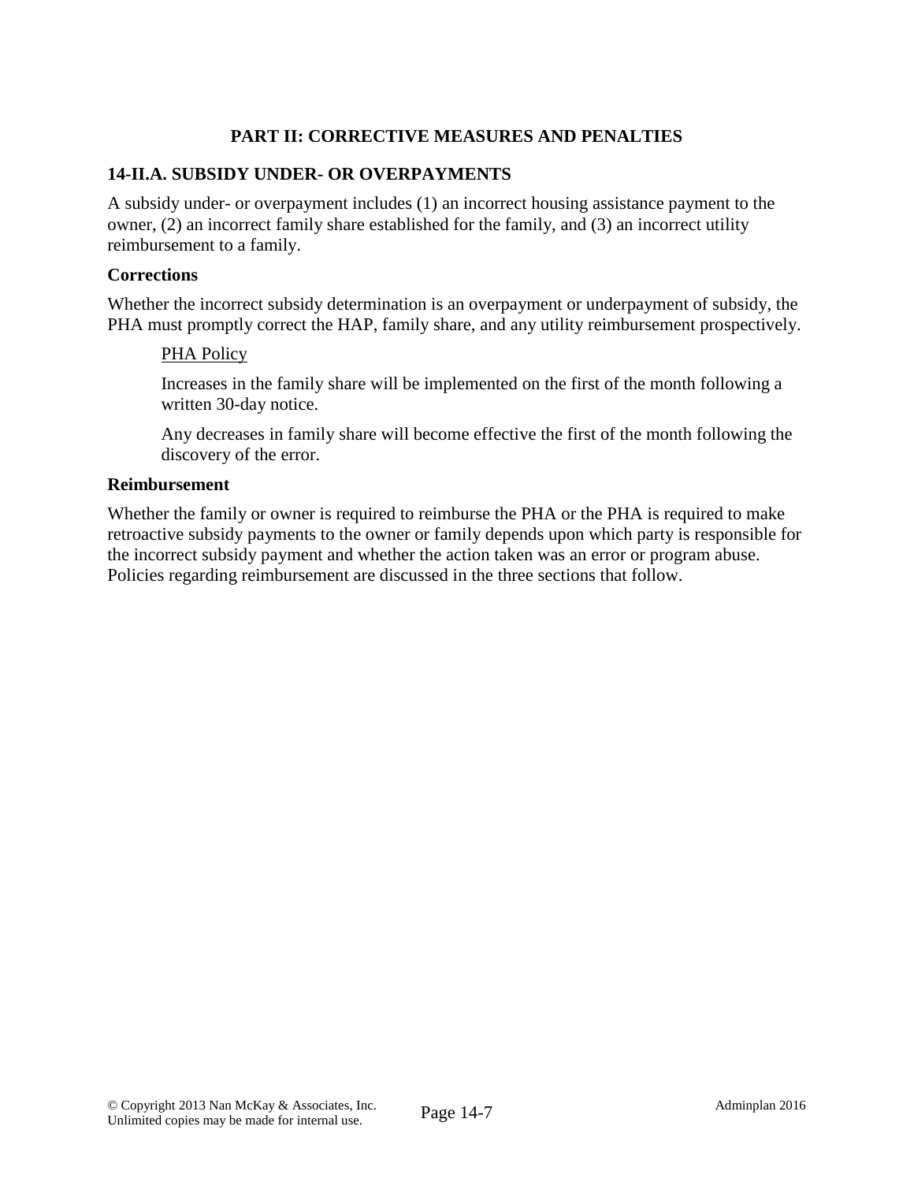## PART II: CORRECTIVE MEASURES AND PENALTIES

### 14-II.A. SUBSIDY UNDER- OR OVERPAYMENTS

A subsidy under- or overpayment includes (1) an incorrect housing assistance payment to the owner, (2) an incorrect family share established for the family, and (3) an incorrect utility reimbursement to a family.

**Corrections**

Whether the incorrect subsidy determination is an overpayment or underpayment of subsidy, the PHA must promptly correct the HAP, family share, and any utility reimbursement prospectively.

> PHA Policy
>
> Increases in the family share will be implemented on the first of the month following a written 30-day notice.
>
> Any decreases in family share will become effective the first of the month following the discovery of the error.

**Reimbursement**

Whether the family or owner is required to reimburse the PHA or the PHA is required to make retroactive subsidy payments to the owner or family depends upon which party is responsible for the incorrect subsidy payment and whether the action taken was an error or program abuse. Policies regarding reimbursement are discussed in the three sections that follow.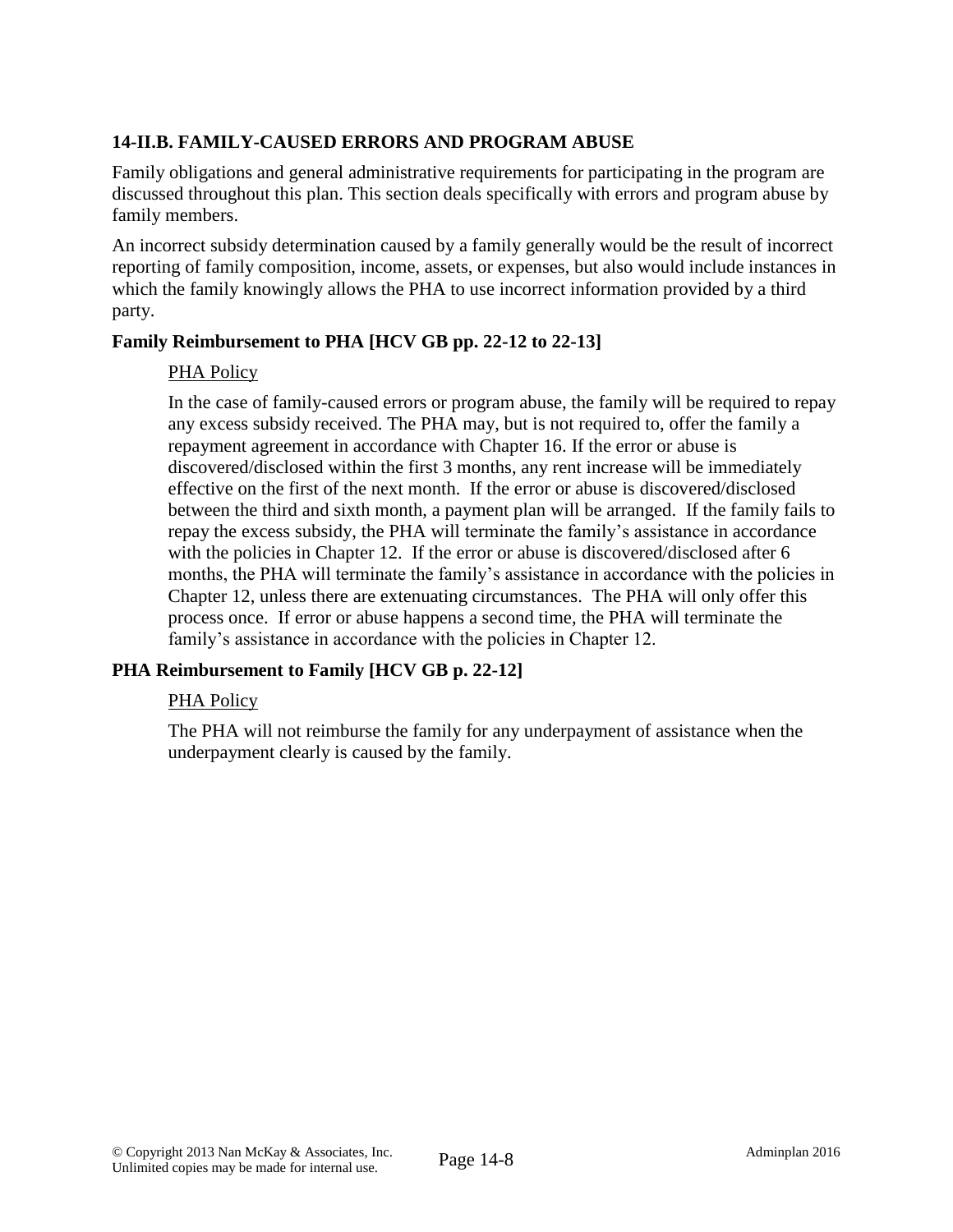### 14-II.B. FAMILY-CAUSED ERRORS AND PROGRAM ABUSE

Family obligations and general administrative requirements for participating in the program are discussed throughout this plan. This section deals specifically with errors and program abuse by family members.

An incorrect subsidy determination caused by a family generally would be the result of incorrect reporting of family composition, income, assets, or expenses, but also would include instances in which the family knowingly allows the PHA to use incorrect information provided by a third party.

#### Family Reimbursement to PHA [HCV GB pp. 22-12 to 22-13]

PHA Policy

In the case of family-caused errors or program abuse, the family will be required to repay any excess subsidy received. The PHA may, but is not required to, offer the family a repayment agreement in accordance with Chapter 16. If the error or abuse is discovered/disclosed within the first 3 months, any rent increase will be immediately effective on the first of the next month. If the error or abuse is discovered/disclosed between the third and sixth month, a payment plan will be arranged. If the family fails to repay the excess subsidy, the PHA will terminate the family's assistance in accordance with the policies in Chapter 12. If the error or abuse is discovered/disclosed after 6 months, the PHA will terminate the family's assistance in accordance with the policies in Chapter 12, unless there are extenuating circumstances. The PHA will only offer this process once. If error or abuse happens a second time, the PHA will terminate the family's assistance in accordance with the policies in Chapter 12.

#### PHA Reimbursement to Family [HCV GB p. 22-12]

PHA Policy

The PHA will not reimburse the family for any underpayment of assistance when the underpayment clearly is caused by the family.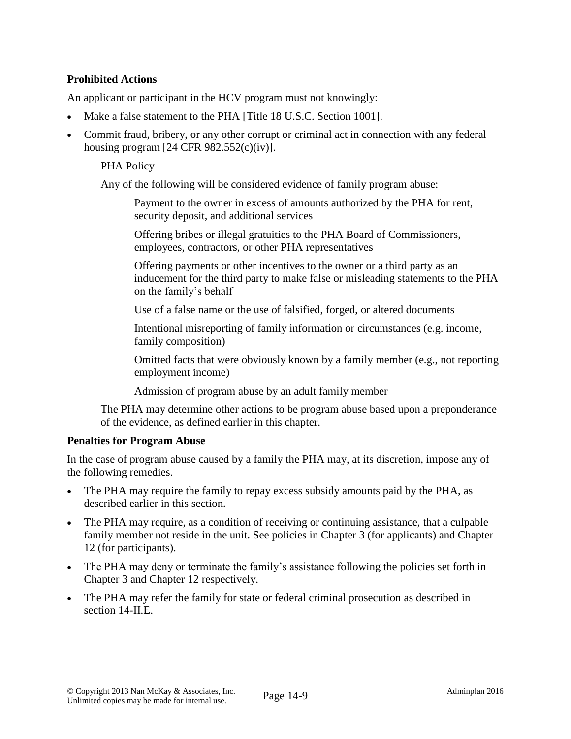### Prohibited Actions

An applicant or participant in the HCV program must not knowingly:

- Make a false statement to the PHA [Title 18 U.S.C. Section 1001].
- Commit fraud, bribery, or any other corrupt or criminal act in connection with any federal housing program [24 CFR 982.552(c)(iv)].

<u>PHA Policy</u>

Any of the following will be considered evidence of family program abuse:

Payment to the owner in excess of amounts authorized by the PHA for rent, security deposit, and additional services

Offering bribes or illegal gratuities to the PHA Board of Commissioners, employees, contractors, or other PHA representatives

Offering payments or other incentives to the owner or a third party as an inducement for the third party to make false or misleading statements to the PHA on the family's behalf

Use of a false name or the use of falsified, forged, or altered documents

Intentional misreporting of family information or circumstances (e.g. income, family composition)

Omitted facts that were obviously known by a family member (e.g., not reporting employment income)

Admission of program abuse by an adult family member

The PHA may determine other actions to be program abuse based upon a preponderance of the evidence, as defined earlier in this chapter.

### Penalties for Program Abuse

In the case of program abuse caused by a family the PHA may, at its discretion, impose any of the following remedies.

- The PHA may require the family to repay excess subsidy amounts paid by the PHA, as described earlier in this section.
- The PHA may require, as a condition of receiving or continuing assistance, that a culpable family member not reside in the unit. See policies in Chapter 3 (for applicants) and Chapter 12 (for participants).
- The PHA may deny or terminate the family's assistance following the policies set forth in Chapter 3 and Chapter 12 respectively.
- The PHA may refer the family for state or federal criminal prosecution as described in section 14-II.E.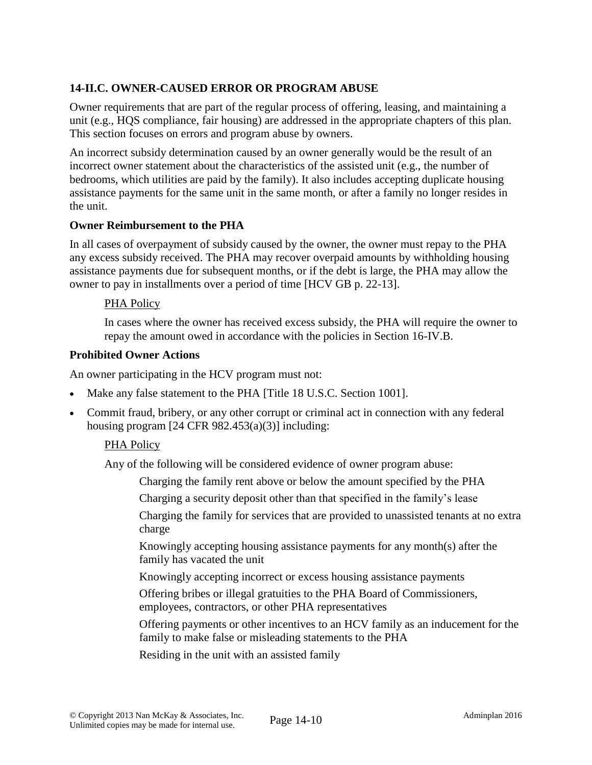## 14-II.C. OWNER-CAUSED ERROR OR PROGRAM ABUSE

Owner requirements that are part of the regular process of offering, leasing, and maintaining a unit (e.g., HQS compliance, fair housing) are addressed in the appropriate chapters of this plan. This section focuses on errors and program abuse by owners.

An incorrect subsidy determination caused by an owner generally would be the result of an incorrect owner statement about the characteristics of the assisted unit (e.g., the number of bedrooms, which utilities are paid by the family). It also includes accepting duplicate housing assistance payments for the same unit in the same month, or after a family no longer resides in the unit.

### Owner Reimbursement to the PHA

In all cases of overpayment of subsidy caused by the owner, the owner must repay to the PHA any excess subsidy received. The PHA may recover overpaid amounts by withholding housing assistance payments due for subsequent months, or if the debt is large, the PHA may allow the owner to pay in installments over a period of time [HCV GB p. 22-13].

> PHA Policy
>
> In cases where the owner has received excess subsidy, the PHA will require the owner to repay the amount owed in accordance with the policies in Section 16-IV.B.

### Prohibited Owner Actions

An owner participating in the HCV program must not:

- Make any false statement to the PHA [Title 18 U.S.C. Section 1001].
- Commit fraud, bribery, or any other corrupt or criminal act in connection with any federal housing program [24 CFR 982.453(a)(3)] including:

> PHA Policy
>
> Any of the following will be considered evidence of owner program abuse:
>
> Charging the family rent above or below the amount specified by the PHA
>
> Charging a security deposit other than that specified in the family's lease
>
> Charging the family for services that are provided to unassisted tenants at no extra charge
>
> Knowingly accepting housing assistance payments for any month(s) after the family has vacated the unit
>
> Knowingly accepting incorrect or excess housing assistance payments
>
> Offering bribes or illegal gratuities to the PHA Board of Commissioners, employees, contractors, or other PHA representatives
>
> Offering payments or other incentives to an HCV family as an inducement for the family to make false or misleading statements to the PHA
>
> Residing in the unit with an assisted family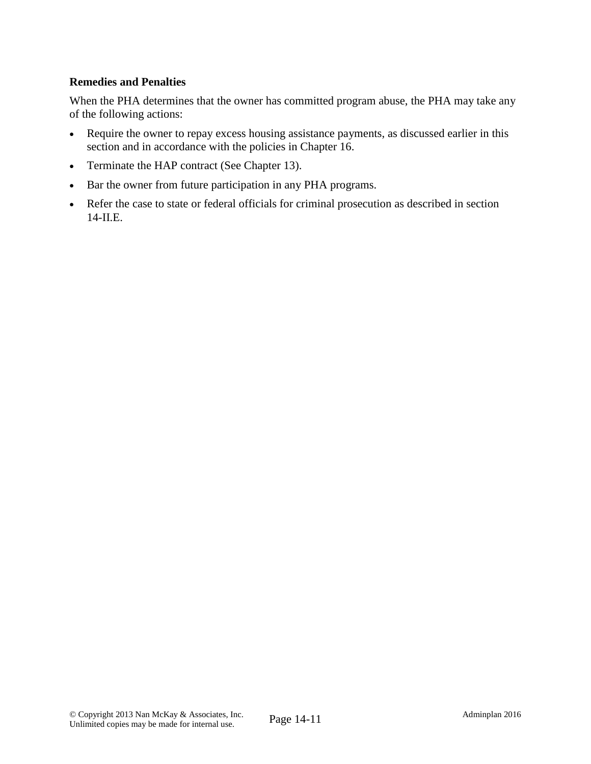**Remedies and Penalties**

When the PHA determines that the owner has committed program abuse, the PHA may take any of the following actions:

- Require the owner to repay excess housing assistance payments, as discussed earlier in this section and in accordance with the policies in Chapter 16.
- Terminate the HAP contract (See Chapter 13).
- Bar the owner from future participation in any PHA programs.
- Refer the case to state or federal officials for criminal prosecution as described in section 14-II.E.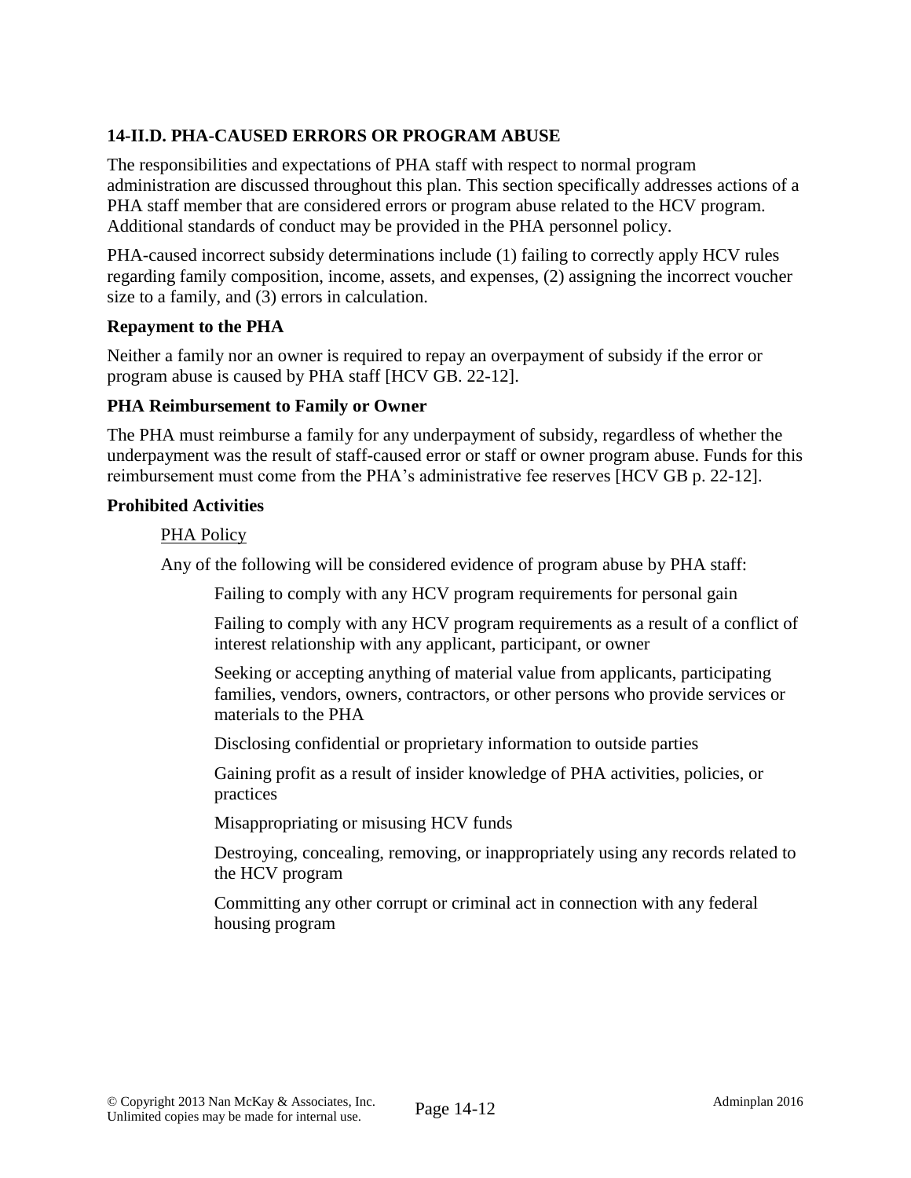### 14-II.D. PHA-CAUSED ERRORS OR PROGRAM ABUSE

The responsibilities and expectations of PHA staff with respect to normal program administration are discussed throughout this plan. This section specifically addresses actions of a PHA staff member that are considered errors or program abuse related to the HCV program. Additional standards of conduct may be provided in the PHA personnel policy.

PHA-caused incorrect subsidy determinations include (1) failing to correctly apply HCV rules regarding family composition, income, assets, and expenses, (2) assigning the incorrect voucher size to a family, and (3) errors in calculation.

**Repayment to the PHA**

Neither a family nor an owner is required to repay an overpayment of subsidy if the error or program abuse is caused by PHA staff [HCV GB. 22-12].

**PHA Reimbursement to Family or Owner**

The PHA must reimburse a family for any underpayment of subsidy, regardless of whether the underpayment was the result of staff-caused error or staff or owner program abuse. Funds for this reimbursement must come from the PHA's administrative fee reserves [HCV GB p. 22-12].

**Prohibited Activities**

<u>PHA Policy</u>

Any of the following will be considered evidence of program abuse by PHA staff:

Failing to comply with any HCV program requirements for personal gain

Failing to comply with any HCV program requirements as a result of a conflict of interest relationship with any applicant, participant, or owner

Seeking or accepting anything of material value from applicants, participating families, vendors, owners, contractors, or other persons who provide services or materials to the PHA

Disclosing confidential or proprietary information to outside parties

Gaining profit as a result of insider knowledge of PHA activities, policies, or practices

Misappropriating or misusing HCV funds

Destroying, concealing, removing, or inappropriately using any records related to the HCV program

Committing any other corrupt or criminal act in connection with any federal housing program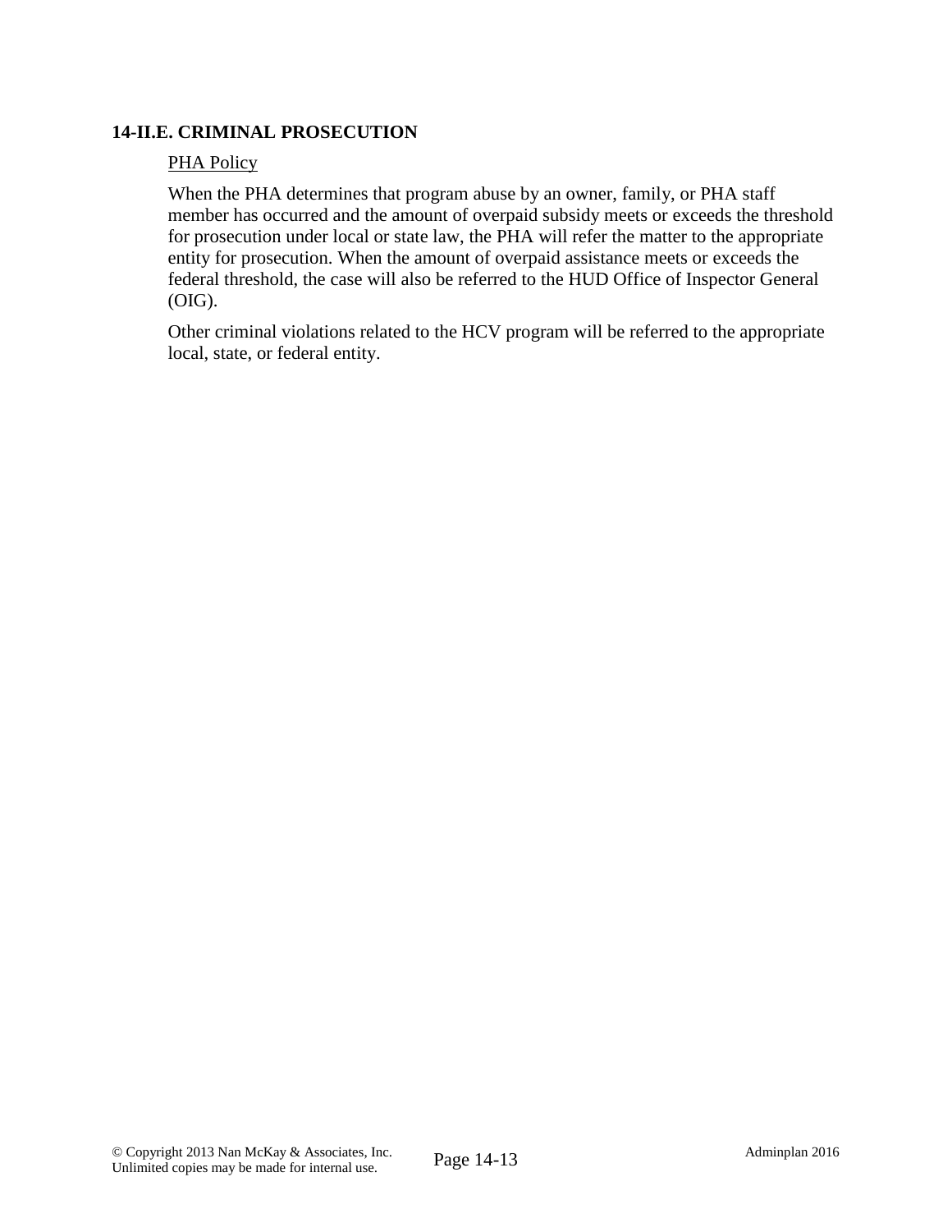### 14-II.E. CRIMINAL PROSECUTION

PHA Policy

When the PHA determines that program abuse by an owner, family, or PHA staff member has occurred and the amount of overpaid subsidy meets or exceeds the threshold for prosecution under local or state law, the PHA will refer the matter to the appropriate entity for prosecution. When the amount of overpaid assistance meets or exceeds the federal threshold, the case will also be referred to the HUD Office of Inspector General (OIG).

Other criminal violations related to the HCV program will be referred to the appropriate local, state, or federal entity.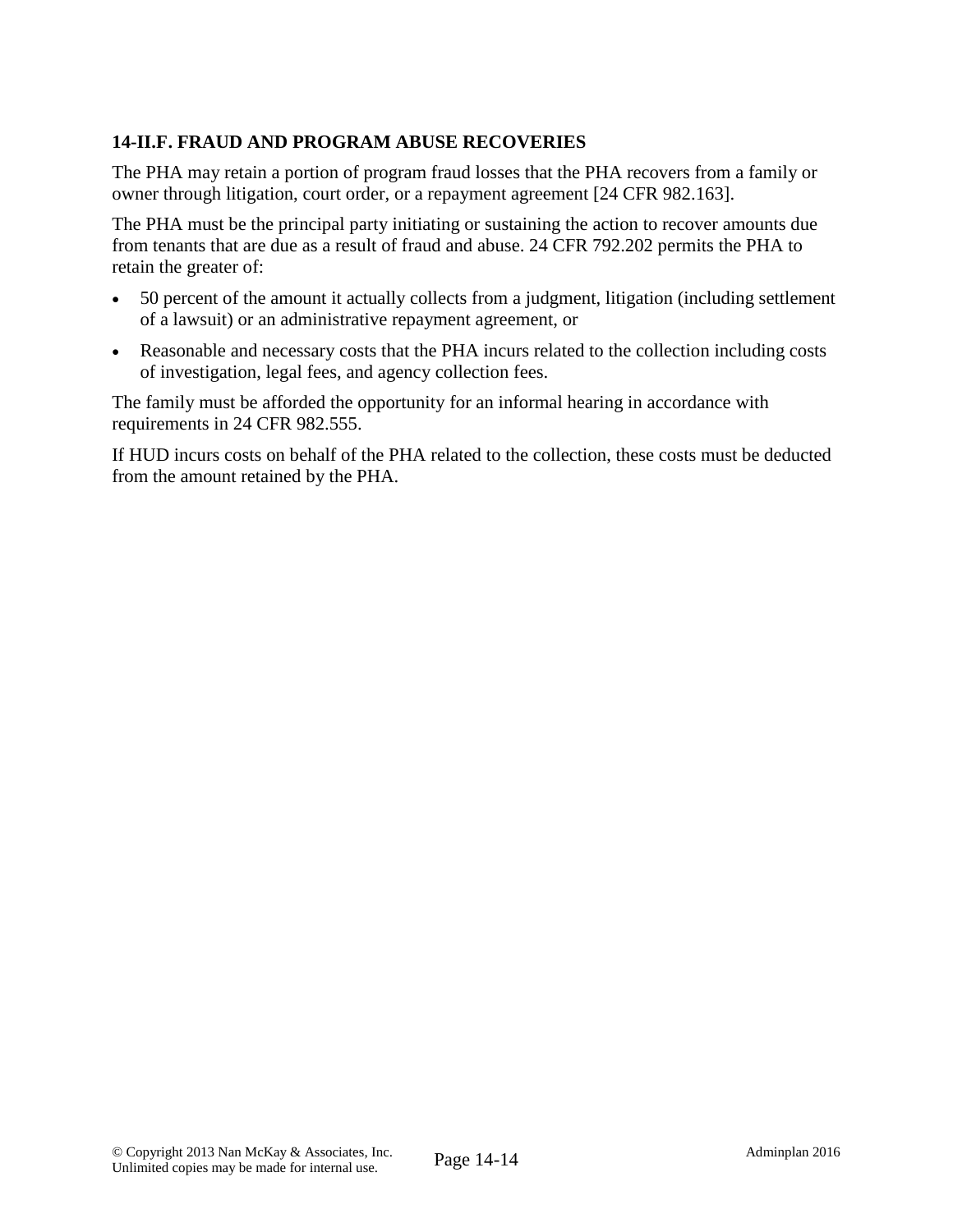### 14-II.F. FRAUD AND PROGRAM ABUSE RECOVERIES

The PHA may retain a portion of program fraud losses that the PHA recovers from a family or owner through litigation, court order, or a repayment agreement [24 CFR 982.163].

The PHA must be the principal party initiating or sustaining the action to recover amounts due from tenants that are due as a result of fraud and abuse. 24 CFR 792.202 permits the PHA to retain the greater of:

- 50 percent of the amount it actually collects from a judgment, litigation (including settlement of a lawsuit) or an administrative repayment agreement, or
- Reasonable and necessary costs that the PHA incurs related to the collection including costs of investigation, legal fees, and agency collection fees.

The family must be afforded the opportunity for an informal hearing in accordance with requirements in 24 CFR 982.555.

If HUD incurs costs on behalf of the PHA related to the collection, these costs must be deducted from the amount retained by the PHA.